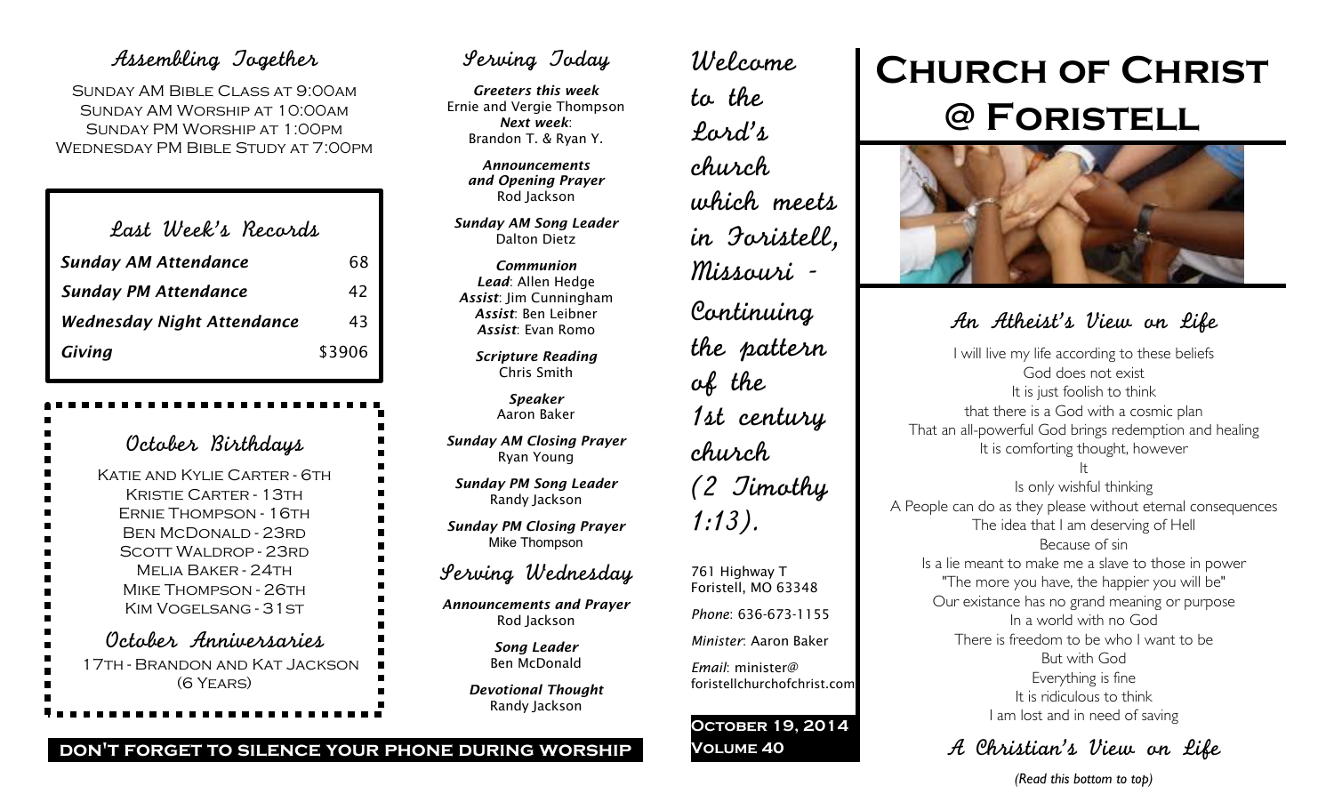# Church of Christ @ Foristell

## Assembling Together

Sunday AM Bible Class at 9:00am
Sunday AM Worship at 10:00am
Sunday PM Worship at 1:00pm
Wednesday PM Bible Study at 7:00pm

## Last Week's Records

| | |
|---|---|
| *Sunday AM Attendance* | 68 |
| *Sunday PM Attendance* | 42 |
| *Wednesday Night Attendance* | 43 |
| *Giving* | $3906 |

## October Birthdays

Katie and Kylie Carter - 6th
Kristie Carter - 13th
Ernie Thompson - 16th
Ben McDonald - 23rd
Scott Waldrop - 23rd
Melia Baker - 24th
Mike Thompson - 26th
Kim Vogelsang - 31st

## October Anniversaries

17th - Brandon and Kat Jackson (6 Years)

## Serving Today

***Greeters this week***
Ernie and Vergie Thompson
***Next week***:
Brandon T. & Ryan Y.

***Announcements and Opening Prayer***
Rod Jackson

***Sunday AM Song Leader***
Dalton Dietz

***Communion***
*Lead*: Allen Hedge
*Assist*: Jim Cunningham
*Assist*: Ben Leibner
*Assist*: Evan Romo

***Scripture Reading***
Chris Smith

***Speaker***
Aaron Baker

***Sunday AM Closing Prayer***
Ryan Young

***Sunday PM Song Leader***
Randy Jackson

***Sunday PM Closing Prayer***
Mike Thompson

## Serving Wednesday

***Announcements and Prayer***
Rod Jackson

***Song Leader***
Ben McDonald

***Devotional Thought***
Randy Jackson

**DON'T FORGET TO SILENCE YOUR PHONE DURING WORSHIP**

Welcome to the Lord's church which meets in Foristell, Missouri - Continuing the pattern of the 1st century church (2 Timothy 1:13).

761 Highway T
Foristell, MO 63348

*Phone*: 636-673-1155

*Minister*: Aaron Baker

*Email*: minister@foristellchurchofchrist.com

**October 19, 2014**
**Volume 40**

## An Atheist's View on Life

I will live my life according to these beliefs
God does not exist
It is just foolish to think
that there is a God with a cosmic plan
That an all-powerful God brings redemption and healing
It is comforting thought, however
It
Is only wishful thinking
A People can do as they please without eternal consequences
The idea that I am deserving of Hell
Because of sin
Is a lie meant to make me a slave to those in power
"The more you have, the happier you will be"
Our existance has no grand meaning or purpose
In a world with no God
There is freedom to be who I want to be
But with God
Everything is fine
It is ridiculous to think
I am lost and in need of saving

## A Christian's View on Life

*(Read this bottom to top)*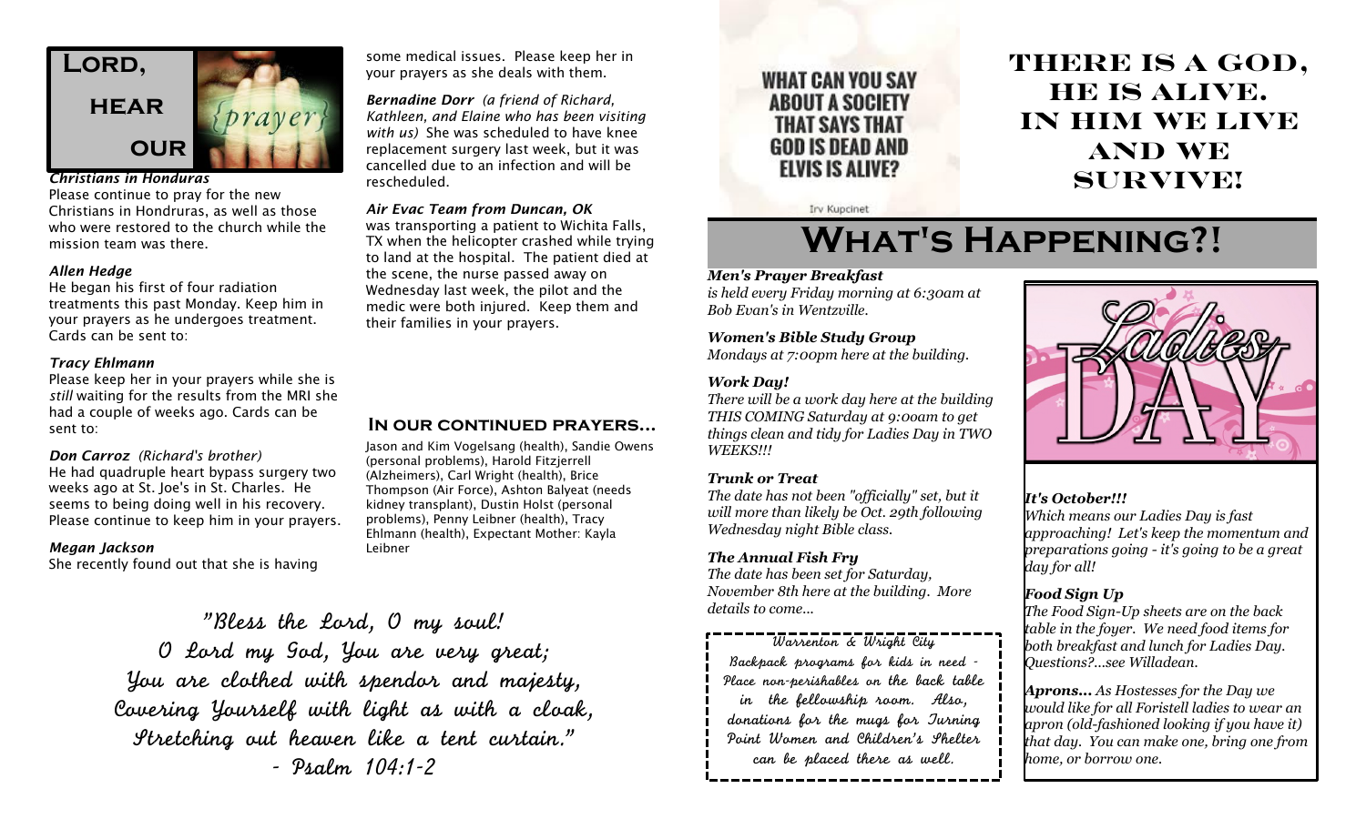# Lord, hear our {prayer}

***Christians in Honduras***
Please continue to pray for the new Christians in Hondruras, as well as those who were restored to the church while the mission team was there.

***Allen Hedge***
He began his first of four radiation treatments this past Monday. Keep him in your prayers as he undergoes treatment. Cards can be sent to:

***Tracy Ehlmann***
Please keep her in your prayers while she is *still* waiting for the results from the MRI she had a couple of weeks ago. Cards can be sent to:

***Don Carroz*** *(Richard's brother)*
He had quadruple heart bypass surgery two weeks ago at St. Joe's in St. Charles. He seems to being doing well in his recovery. Please continue to keep him in your prayers.

***Megan Jackson***
She recently found out that she is having some medical issues. Please keep her in your prayers as she deals with them.

***Bernadine Dorr*** *(a friend of Richard, Kathleen, and Elaine who has been visiting with us)* She was scheduled to have knee replacement surgery last week, but it was cancelled due to an infection and will be rescheduled.

***Air Evac Team from Duncan, OK***
was transporting a patient to Wichita Falls, TX when the helicopter crashed while trying to land at the hospital. The patient died at the scene, the nurse passed away on Wednesday last week, the pilot and the medic were both injured. Keep them and their families in your prayers.

## In our continued prayers...

Jason and Kim Vogelsang (health), Sandie Owens (personal problems), Harold Fitzjerrell (Alzheimers), Carl Wright (health), Brice Thompson (Air Force), Ashton Balyeat (needs kidney transplant), Dustin Holst (personal problems), Penny Leibner (health), Tracy Ehlmann (health), Expectant Mother: Kayla Leibner

"Bless the Lord, O my soul!
O Lord my God, You are very great;
You are clothed with spendor and majesty,
Covering Yourself with light as with a cloak,
Stretching out heaven like a tent curtain."
- Psalm 104:1-2

WHAT CAN YOU SAY ABOUT A SOCIETY THAT SAYS THAT GOD IS DEAD AND ELVIS IS ALIVE?

Irv Kupcinet

**THERE IS A GOD, HE IS ALIVE. IN HIM WE LIVE AND WE SURVIVE!**

# What's Happening?!

***Men's Prayer Breakfast***
*is held every Friday morning at 6:30am at Bob Evan's in Wentzville.*

***Women's Bible Study Group***
*Mondays at 7:00pm here at the building.*

***Work Day!***
*There will be a work day here at the building THIS COMING Saturday at 9:00am to get things clean and tidy for Ladies Day in TWO WEEKS!!!*

***Trunk or Treat***
*The date has not been "officially" set, but it will more than likely be Oct. 29th following Wednesday night Bible class.*

***The Annual Fish Fry***
*The date has been set for Saturday, November 8th here at the building. More details to come...*

Warrenton & Wright City
Backpack programs for kids in need - Place non-perishables on the back table in the fellowship room. Also, donations for the mugs for Turning Point Women and Children's Shelter can be placed there as well.

Ladies DAY

***It's October!!!***
*Which means our Ladies Day is fast approaching! Let's keep the momentum and preparations going - it's going to be a great day for all!*

***Food Sign Up***
*The Food Sign-Up sheets are on the back table in the foyer. We need food items for both breakfast and lunch for Ladies Day. Questions?...see Willadean.*

***Aprons...*** *As Hostesses for the Day we would like for all Foristell ladies to wear an apron (old-fashioned looking if you have it) that day. You can make one, bring one from home, or borrow one.*